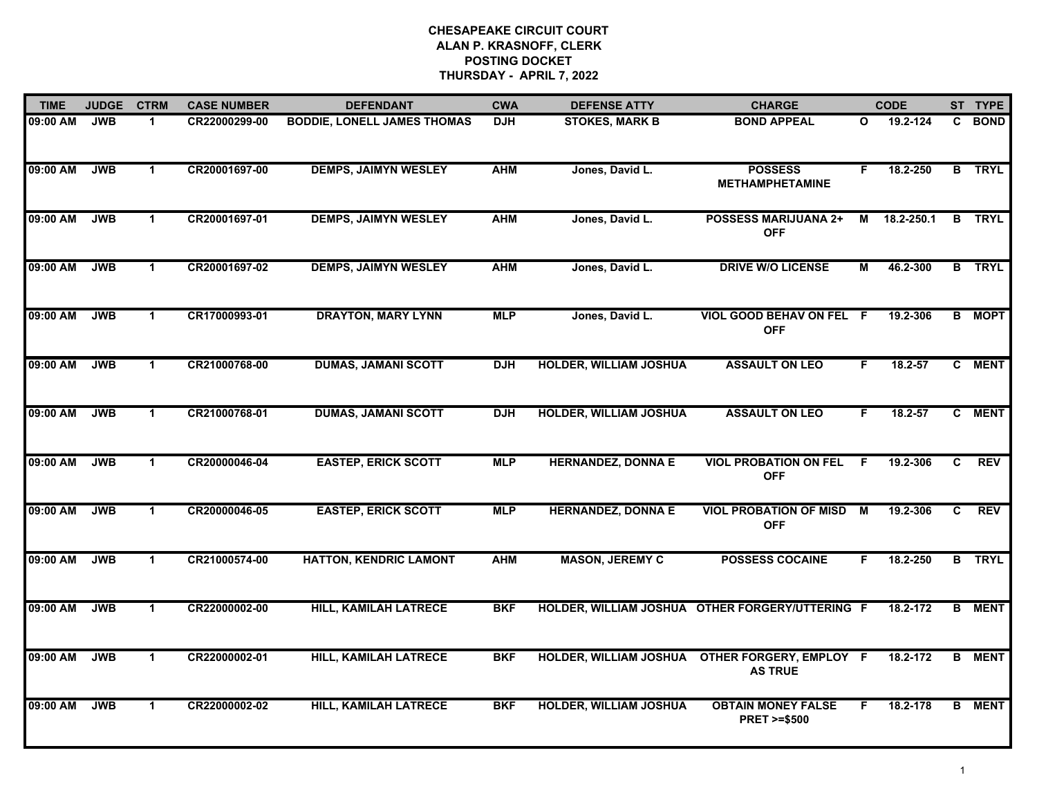# CHESAPEAKE CIRCUIT COURT
## ALAN P. KRASNOFF, CLERK
## POSTING DOCKET
## THURSDAY - APRIL 7, 2022

| TIME | JUDGE | CTRM | CASE NUMBER | DEFENDANT | CWA | DEFENSE ATTY | CHARGE | | CODE | ST | TYPE |
|---|---|---|---|---|---|---|---|---|---|---|---|
| 09:00 AM | JWB | 1 | CR22000299-00 | BODDIE, LONELL JAMES THOMAS | DJH | STOKES, MARK B | BOND APPEAL | O | 19.2-124 | C | BOND |
| 09:00 AM | JWB | 1 | CR20001697-00 | DEMPS, JAIMYN WESLEY | AHM | Jones, David L. | POSSESS METHAMPHETAMINE | F | 18.2-250 | B | TRYL |
| 09:00 AM | JWB | 1 | CR20001697-01 | DEMPS, JAIMYN WESLEY | AHM | Jones, David L. | POSSESS MARIJUANA 2+ OFF | M | 18.2-250.1 | B | TRYL |
| 09:00 AM | JWB | 1 | CR20001697-02 | DEMPS, JAIMYN WESLEY | AHM | Jones, David L. | DRIVE W/O LICENSE | M | 46.2-300 | B | TRYL |
| 09:00 AM | JWB | 1 | CR17000993-01 | DRAYTON, MARY LYNN | MLP | Jones, David L. | VIOL GOOD BEHAV ON FEL OFF | F | 19.2-306 | B | MOPT |
| 09:00 AM | JWB | 1 | CR21000768-00 | DUMAS, JAMANI SCOTT | DJH | HOLDER, WILLIAM JOSHUA | ASSAULT ON LEO | F | 18.2-57 | C | MENT |
| 09:00 AM | JWB | 1 | CR21000768-01 | DUMAS, JAMANI SCOTT | DJH | HOLDER, WILLIAM JOSHUA | ASSAULT ON LEO | F | 18.2-57 | C | MENT |
| 09:00 AM | JWB | 1 | CR20000046-04 | EASTEP, ERICK SCOTT | MLP | HERNANDEZ, DONNA E | VIOL PROBATION ON FEL OFF | F | 19.2-306 | C | REV |
| 09:00 AM | JWB | 1 | CR20000046-05 | EASTEP, ERICK SCOTT | MLP | HERNANDEZ, DONNA E | VIOL PROBATION OF MISD OFF | M | 19.2-306 | C | REV |
| 09:00 AM | JWB | 1 | CR21000574-00 | HATTON, KENDRIC LAMONT | AHM | MASON, JEREMY C | POSSESS COCAINE | F | 18.2-250 | B | TRYL |
| 09:00 AM | JWB | 1 | CR22000002-00 | HILL, KAMILAH LATRECE | BKF | HOLDER, WILLIAM JOSHUA | OTHER FORGERY/UTTERING | F | 18.2-172 | B | MENT |
| 09:00 AM | JWB | 1 | CR22000002-01 | HILL, KAMILAH LATRECE | BKF | HOLDER, WILLIAM JOSHUA | OTHER FORGERY, EMPLOY AS TRUE | F | 18.2-172 | B | MENT |
| 09:00 AM | JWB | 1 | CR22000002-02 | HILL, KAMILAH LATRECE | BKF | HOLDER, WILLIAM JOSHUA | OBTAIN MONEY FALSE PRET >=$500 | F | 18.2-178 | B | MENT |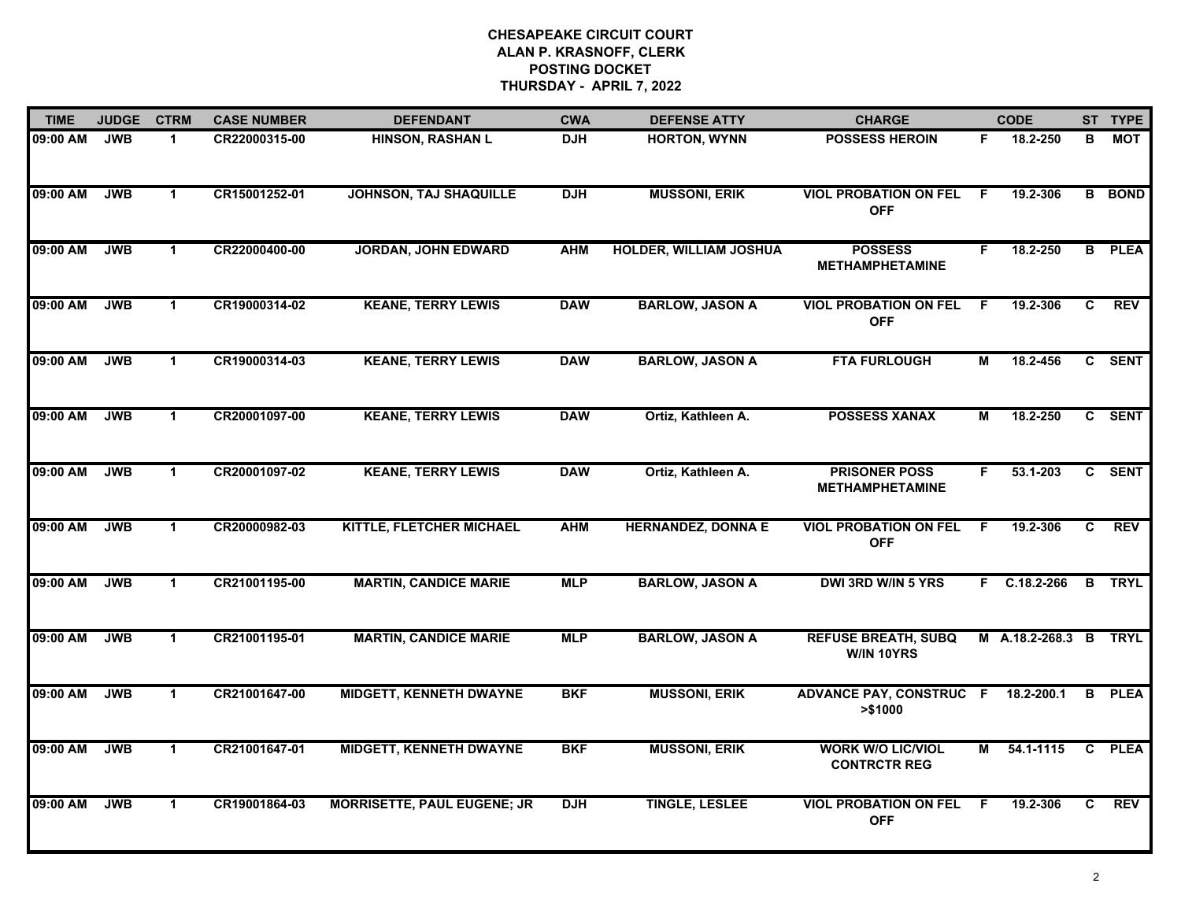**CHESAPEAKE CIRCUIT COURT**
**ALAN P. KRASNOFF, CLERK**
**POSTING DOCKET**
**THURSDAY - APRIL 7, 2022**

| TIME | JUDGE | CTRM | CASE NUMBER | DEFENDANT | CWA | DEFENSE ATTY | CHARGE | | CODE | ST | TYPE |
|---|---|---|---|---|---|---|---|---|---|---|---|
| 09:00 AM | JWB | 1 | CR22000315-00 | HINSON, RASHAN L | DJH | HORTON, WYNN | POSSESS HEROIN | F | 18.2-250 | B | MOT |
| 09:00 AM | JWB | 1 | CR15001252-01 | JOHNSON, TAJ SHAQUILLE | DJH | MUSSONI, ERIK | VIOL PROBATION ON FEL OFF | F | 19.2-306 | B | BOND |
| 09:00 AM | JWB | 1 | CR22000400-00 | JORDAN, JOHN EDWARD | AHM | HOLDER, WILLIAM JOSHUA | POSSESS METHAMPHETAMINE | F | 18.2-250 | B | PLEA |
| 09:00 AM | JWB | 1 | CR19000314-02 | KEANE, TERRY LEWIS | DAW | BARLOW, JASON A | VIOL PROBATION ON FEL OFF | F | 19.2-306 | C | REV |
| 09:00 AM | JWB | 1 | CR19000314-03 | KEANE, TERRY LEWIS | DAW | BARLOW, JASON A | FTA FURLOUGH | M | 18.2-456 | C | SENT |
| 09:00 AM | JWB | 1 | CR20001097-00 | KEANE, TERRY LEWIS | DAW | Ortiz, Kathleen A. | POSSESS XANAX | M | 18.2-250 | C | SENT |
| 09:00 AM | JWB | 1 | CR20001097-02 | KEANE, TERRY LEWIS | DAW | Ortiz, Kathleen A. | PRISONER POSS METHAMPHETAMINE | F | 53.1-203 | C | SENT |
| 09:00 AM | JWB | 1 | CR20000982-03 | KITTLE, FLETCHER MICHAEL | AHM | HERNANDEZ, DONNA E | VIOL PROBATION ON FEL OFF | F | 19.2-306 | C | REV |
| 09:00 AM | JWB | 1 | CR21001195-00 | MARTIN, CANDICE MARIE | MLP | BARLOW, JASON A | DWI 3RD W/IN 5 YRS | F | C.18.2-266 | B | TRYL |
| 09:00 AM | JWB | 1 | CR21001195-01 | MARTIN, CANDICE MARIE | MLP | BARLOW, JASON A | REFUSE BREATH, SUBQ W/IN 10YRS | M | A.18.2-268.3 | B | TRYL |
| 09:00 AM | JWB | 1 | CR21001647-00 | MIDGETT, KENNETH DWAYNE | BKF | MUSSONI, ERIK | ADVANCE PAY, CONSTRUC >$1000 | F | 18.2-200.1 | B | PLEA |
| 09:00 AM | JWB | 1 | CR21001647-01 | MIDGETT, KENNETH DWAYNE | BKF | MUSSONI, ERIK | WORK W/O LIC/VIOL CONTRCTR REG | M | 54.1-1115 | C | PLEA |
| 09:00 AM | JWB | 1 | CR19001864-03 | MORRISETTE, PAUL EUGENE; JR | DJH | TINGLE, LESLEE | VIOL PROBATION ON FEL OFF | F | 19.2-306 | C | REV |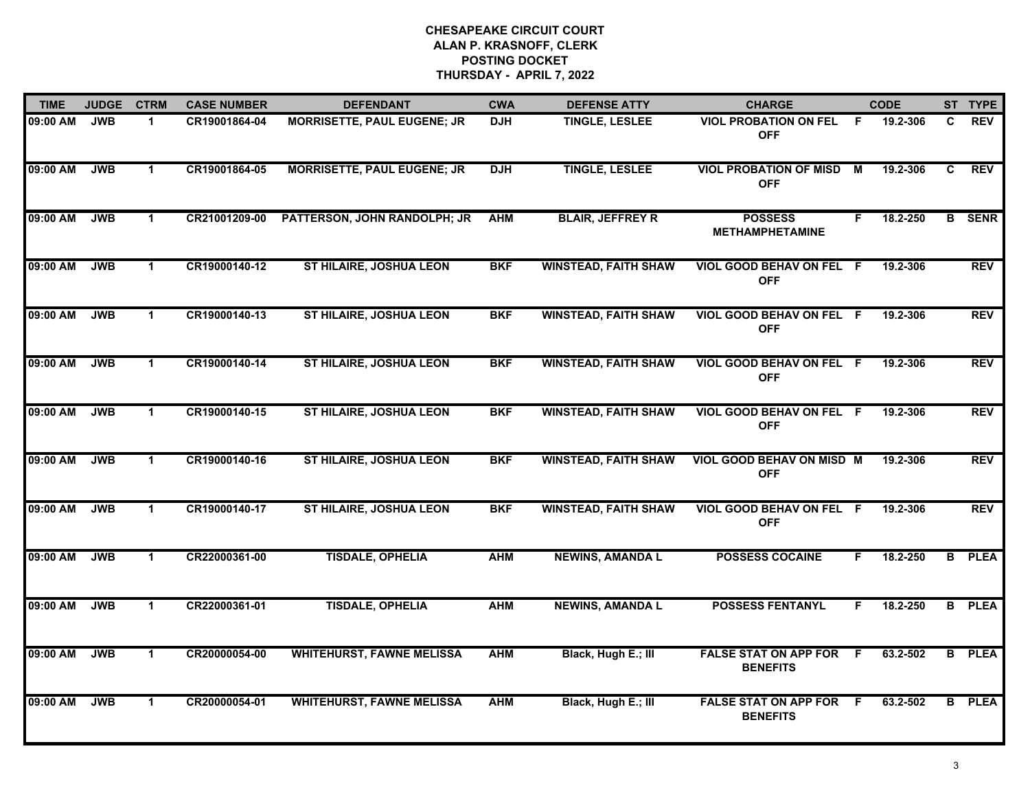# CHESAPEAKE CIRCUIT COURT
## ALAN P. KRASNOFF, CLERK
## POSTING DOCKET
## THURSDAY - APRIL 7, 2022

| TIME | JUDGE | CTRM | CASE NUMBER | DEFENDANT | CWA | DEFENSE ATTY | CHARGE | | CODE | ST | TYPE |
|---|---|---|---|---|---|---|---|---|---|---|---|
| 09:00 AM | JWB | 1 | CR19001864-04 | MORRISETTE, PAUL EUGENE; JR | DJH | TINGLE, LESLEE | VIOL PROBATION ON FEL OFF | F | 19.2-306 | C | REV |
| 09:00 AM | JWB | 1 | CR19001864-05 | MORRISETTE, PAUL EUGENE; JR | DJH | TINGLE, LESLEE | VIOL PROBATION OF MISD OFF | M | 19.2-306 | C | REV |
| 09:00 AM | JWB | 1 | CR21001209-00 | PATTERSON, JOHN RANDOLPH; JR | AHM | BLAIR, JEFFREY R | POSSESS METHAMPHETAMINE | F | 18.2-250 | B | SENR |
| 09:00 AM | JWB | 1 | CR19000140-12 | ST HILAIRE, JOSHUA LEON | BKF | WINSTEAD, FAITH SHAW | VIOL GOOD BEHAV ON FEL OFF | F | 19.2-306 | | REV |
| 09:00 AM | JWB | 1 | CR19000140-13 | ST HILAIRE, JOSHUA LEON | BKF | WINSTEAD, FAITH SHAW | VIOL GOOD BEHAV ON FEL OFF | F | 19.2-306 | | REV |
| 09:00 AM | JWB | 1 | CR19000140-14 | ST HILAIRE, JOSHUA LEON | BKF | WINSTEAD, FAITH SHAW | VIOL GOOD BEHAV ON FEL OFF | F | 19.2-306 | | REV |
| 09:00 AM | JWB | 1 | CR19000140-15 | ST HILAIRE, JOSHUA LEON | BKF | WINSTEAD, FAITH SHAW | VIOL GOOD BEHAV ON FEL OFF | F | 19.2-306 | | REV |
| 09:00 AM | JWB | 1 | CR19000140-16 | ST HILAIRE, JOSHUA LEON | BKF | WINSTEAD, FAITH SHAW | VIOL GOOD BEHAV ON MISD OFF | M | 19.2-306 | | REV |
| 09:00 AM | JWB | 1 | CR19000140-17 | ST HILAIRE, JOSHUA LEON | BKF | WINSTEAD, FAITH SHAW | VIOL GOOD BEHAV ON FEL OFF | F | 19.2-306 | | REV |
| 09:00 AM | JWB | 1 | CR22000361-00 | TISDALE, OPHELIA | AHM | NEWINS, AMANDA L | POSSESS COCAINE | F | 18.2-250 | B | PLEA |
| 09:00 AM | JWB | 1 | CR22000361-01 | TISDALE, OPHELIA | AHM | NEWINS, AMANDA L | POSSESS FENTANYL | F | 18.2-250 | B | PLEA |
| 09:00 AM | JWB | 1 | CR20000054-00 | WHITEHURST, FAWNE MELISSA | AHM | Black, Hugh E.; III | FALSE STAT ON APP FOR BENEFITS | F | 63.2-502 | B | PLEA |
| 09:00 AM | JWB | 1 | CR20000054-01 | WHITEHURST, FAWNE MELISSA | AHM | Black, Hugh E.; III | FALSE STAT ON APP FOR BENEFITS | F | 63.2-502 | B | PLEA |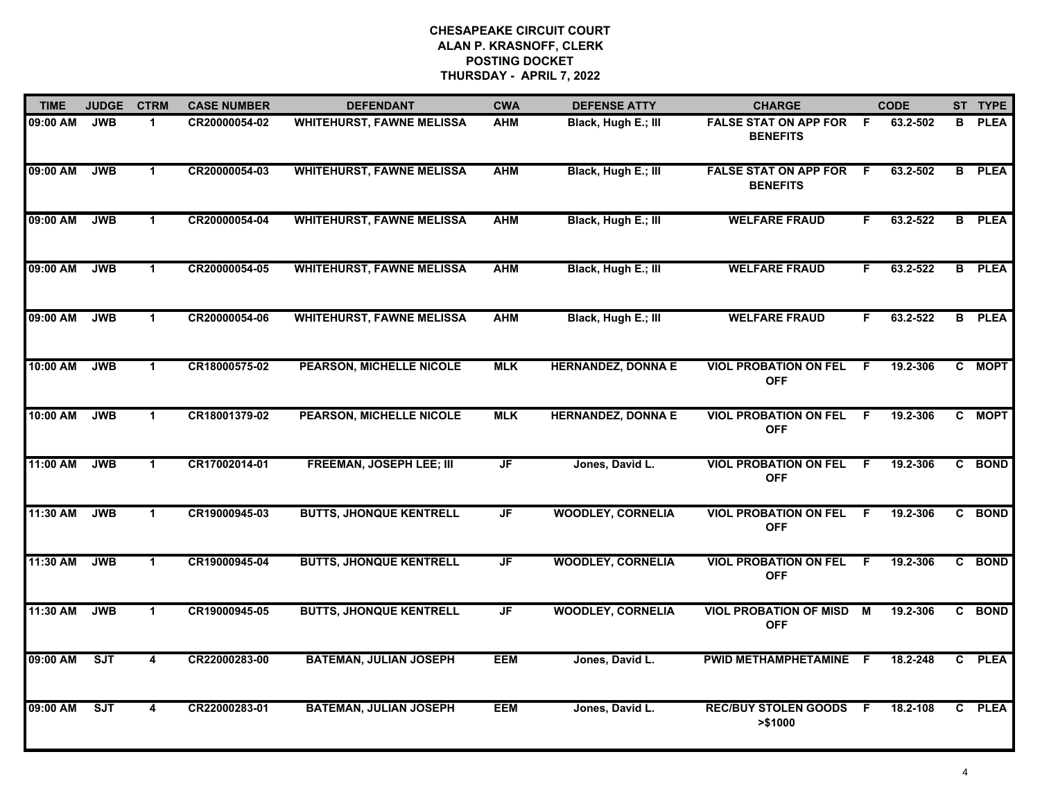**CHESAPEAKE CIRCUIT COURT**
**ALAN P. KRASNOFF, CLERK**
**POSTING DOCKET**
**THURSDAY - APRIL 7, 2022**

| TIME | JUDGE | CTRM | CASE NUMBER | DEFENDANT | CWA | DEFENSE ATTY | CHARGE | | CODE | ST | TYPE |
|---|---|---|---|---|---|---|---|---|---|---|---|
| 09:00 AM | JWB | 1 | CR20000054-02 | WHITEHURST, FAWNE MELISSA | AHM | Black, Hugh E.; III | FALSE STAT ON APP FOR BENEFITS | F | 63.2-502 | B | PLEA |
| 09:00 AM | JWB | 1 | CR20000054-03 | WHITEHURST, FAWNE MELISSA | AHM | Black, Hugh E.; III | FALSE STAT ON APP FOR BENEFITS | F | 63.2-502 | B | PLEA |
| 09:00 AM | JWB | 1 | CR20000054-04 | WHITEHURST, FAWNE MELISSA | AHM | Black, Hugh E.; III | WELFARE FRAUD | F | 63.2-522 | B | PLEA |
| 09:00 AM | JWB | 1 | CR20000054-05 | WHITEHURST, FAWNE MELISSA | AHM | Black, Hugh E.; III | WELFARE FRAUD | F | 63.2-522 | B | PLEA |
| 09:00 AM | JWB | 1 | CR20000054-06 | WHITEHURST, FAWNE MELISSA | AHM | Black, Hugh E.; III | WELFARE FRAUD | F | 63.2-522 | B | PLEA |
| 10:00 AM | JWB | 1 | CR18000575-02 | PEARSON, MICHELLE NICOLE | MLK | HERNANDEZ, DONNA E | VIOL PROBATION ON FEL OFF | F | 19.2-306 | C | MOPT |
| 10:00 AM | JWB | 1 | CR18001379-02 | PEARSON, MICHELLE NICOLE | MLK | HERNANDEZ, DONNA E | VIOL PROBATION ON FEL OFF | F | 19.2-306 | C | MOPT |
| 11:00 AM | JWB | 1 | CR17002014-01 | FREEMAN, JOSEPH LEE; III | JF | Jones, David L. | VIOL PROBATION ON FEL OFF | F | 19.2-306 | C | BOND |
| 11:30 AM | JWB | 1 | CR19000945-03 | BUTTS, JHONQUE KENTRELL | JF | WOODLEY, CORNELIA | VIOL PROBATION ON FEL OFF | F | 19.2-306 | C | BOND |
| 11:30 AM | JWB | 1 | CR19000945-04 | BUTTS, JHONQUE KENTRELL | JF | WOODLEY, CORNELIA | VIOL PROBATION ON FEL OFF | F | 19.2-306 | C | BOND |
| 11:30 AM | JWB | 1 | CR19000945-05 | BUTTS, JHONQUE KENTRELL | JF | WOODLEY, CORNELIA | VIOL PROBATION OF MISD OFF | M | 19.2-306 | C | BOND |
| 09:00 AM | SJT | 4 | CR22000283-00 | BATEMAN, JULIAN JOSEPH | EEM | Jones, David L. | PWID METHAMPHETAMINE | F | 18.2-248 | C | PLEA |
| 09:00 AM | SJT | 4 | CR22000283-01 | BATEMAN, JULIAN JOSEPH | EEM | Jones, David L. | REC/BUY STOLEN GOODS >$1000 | F | 18.2-108 | C | PLEA |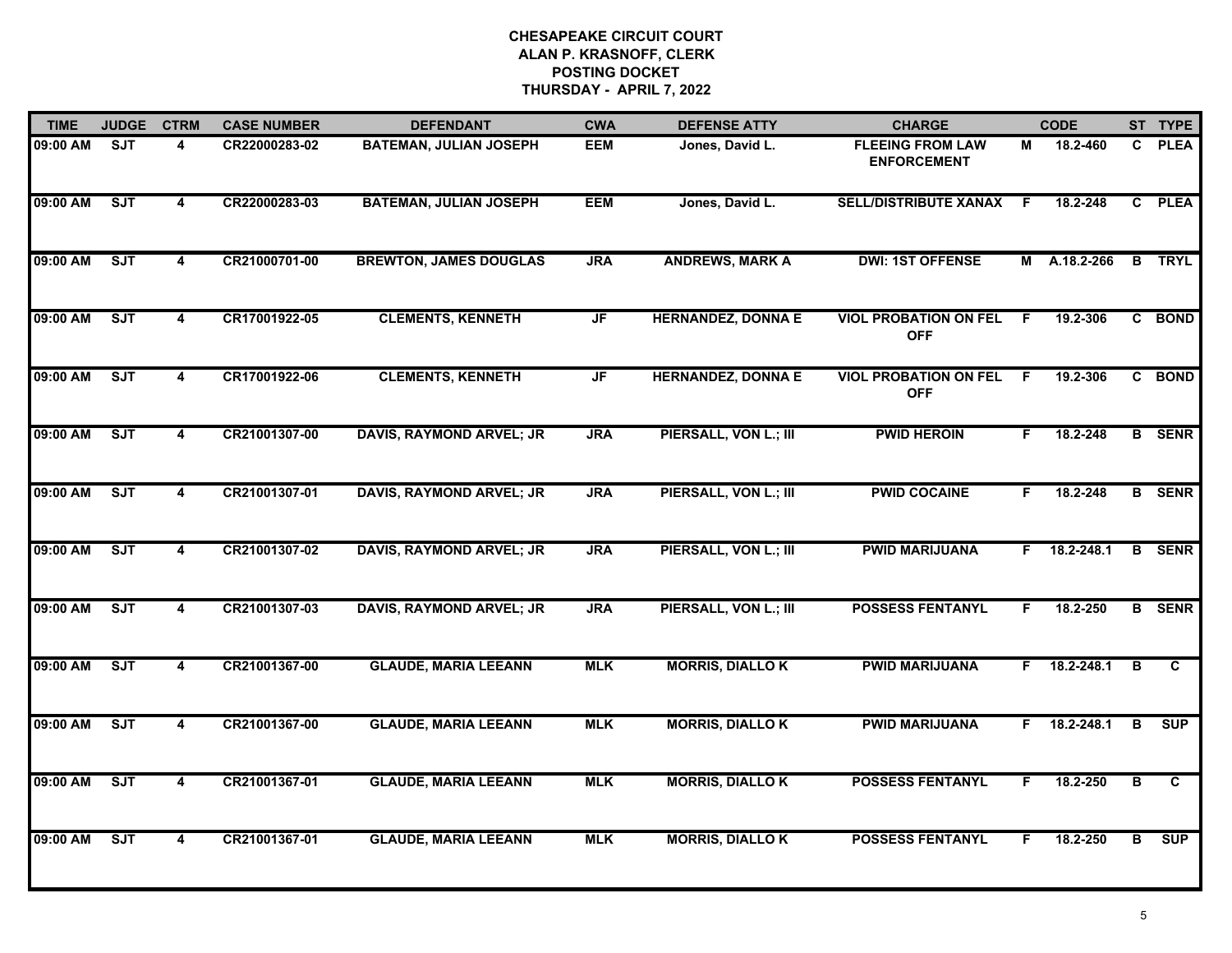**CHESAPEAKE CIRCUIT COURT**
**ALAN P. KRASNOFF, CLERK**
**POSTING DOCKET**
**THURSDAY - APRIL 7, 2022**

| TIME | JUDGE | CTRM | CASE NUMBER | DEFENDANT | CWA | DEFENSE ATTY | CHARGE | | CODE | ST | TYPE |
|---|---|---|---|---|---|---|---|---|---|---|---|
| 09:00 AM | SJT | 4 | CR22000283-02 | BATEMAN, JULIAN JOSEPH | EEM | Jones, David L. | FLEEING FROM LAW ENFORCEMENT | M | 18.2-460 | C | PLEA |
| 09:00 AM | SJT | 4 | CR22000283-03 | BATEMAN, JULIAN JOSEPH | EEM | Jones, David L. | SELL/DISTRIBUTE XANAX | F | 18.2-248 | C | PLEA |
| 09:00 AM | SJT | 4 | CR21000701-00 | BREWTON, JAMES DOUGLAS | JRA | ANDREWS, MARK A | DWI: 1ST OFFENSE | M | A.18.2-266 | B | TRYL |
| 09:00 AM | SJT | 4 | CR17001922-05 | CLEMENTS, KENNETH | JF | HERNANDEZ, DONNA E | VIOL PROBATION ON FEL OFF | F | 19.2-306 | C | BOND |
| 09:00 AM | SJT | 4 | CR17001922-06 | CLEMENTS, KENNETH | JF | HERNANDEZ, DONNA E | VIOL PROBATION ON FEL OFF | F | 19.2-306 | C | BOND |
| 09:00 AM | SJT | 4 | CR21001307-00 | DAVIS, RAYMOND ARVEL; JR | JRA | PIERSALL, VON L.; III | PWID HEROIN | F | 18.2-248 | B | SENR |
| 09:00 AM | SJT | 4 | CR21001307-01 | DAVIS, RAYMOND ARVEL; JR | JRA | PIERSALL, VON L.; III | PWID COCAINE | F | 18.2-248 | B | SENR |
| 09:00 AM | SJT | 4 | CR21001307-02 | DAVIS, RAYMOND ARVEL; JR | JRA | PIERSALL, VON L.; III | PWID MARIJUANA | F | 18.2-248.1 | B | SENR |
| 09:00 AM | SJT | 4 | CR21001307-03 | DAVIS, RAYMOND ARVEL; JR | JRA | PIERSALL, VON L.; III | POSSESS FENTANYL | F | 18.2-250 | B | SENR |
| 09:00 AM | SJT | 4 | CR21001367-00 | GLAUDE, MARIA LEEANN | MLK | MORRIS, DIALLO K | PWID MARIJUANA | F | 18.2-248.1 | B | C |
| 09:00 AM | SJT | 4 | CR21001367-00 | GLAUDE, MARIA LEEANN | MLK | MORRIS, DIALLO K | PWID MARIJUANA | F | 18.2-248.1 | B | SUP |
| 09:00 AM | SJT | 4 | CR21001367-01 | GLAUDE, MARIA LEEANN | MLK | MORRIS, DIALLO K | POSSESS FENTANYL | F | 18.2-250 | B | C |
| 09:00 AM | SJT | 4 | CR21001367-01 | GLAUDE, MARIA LEEANN | MLK | MORRIS, DIALLO K | POSSESS FENTANYL | F | 18.2-250 | B | SUP |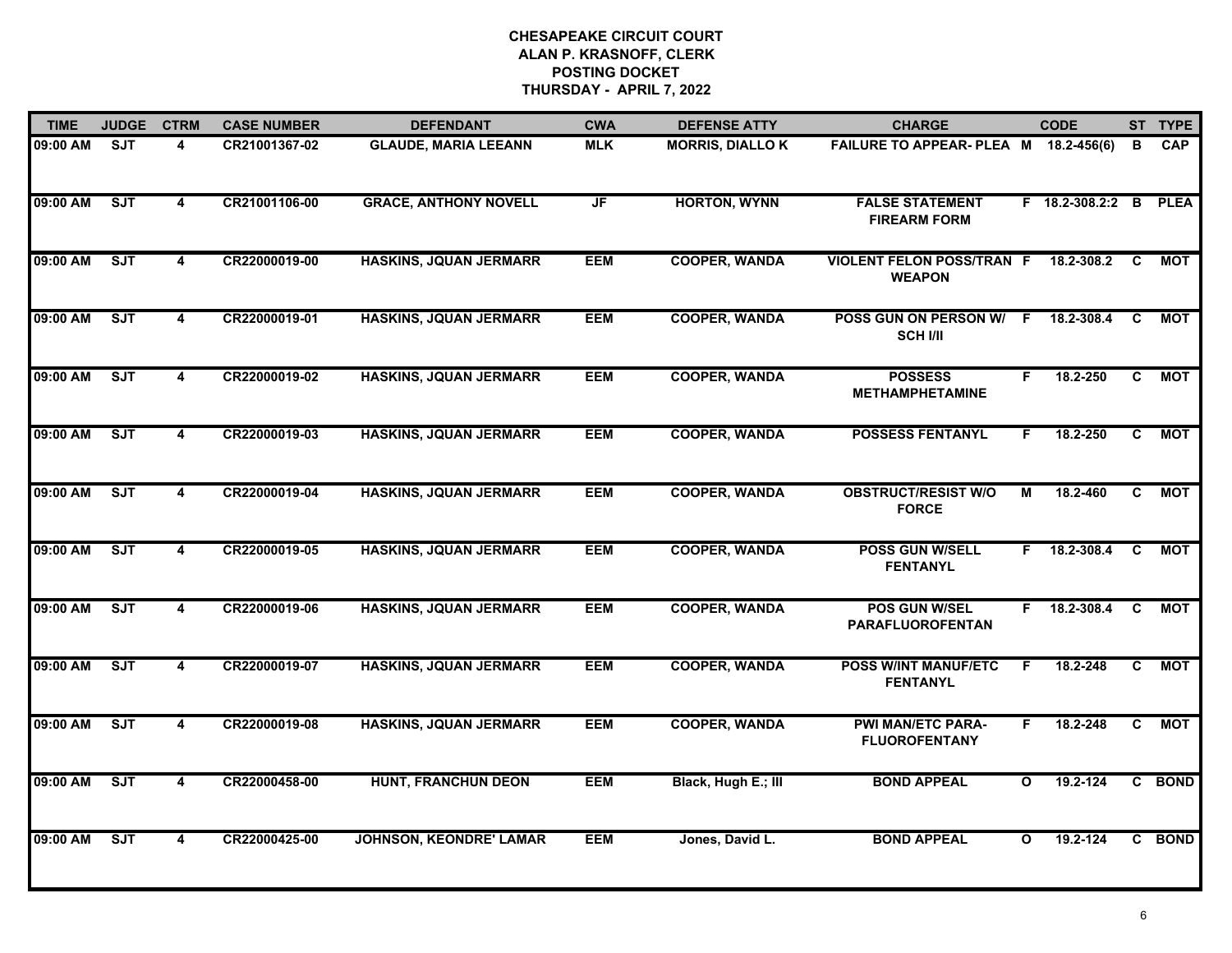**CHESAPEAKE CIRCUIT COURT**
**ALAN P. KRASNOFF, CLERK**
**POSTING DOCKET**
**THURSDAY - APRIL 7, 2022**

| TIME | JUDGE | CTRM | CASE NUMBER | DEFENDANT | CWA | DEFENSE ATTY | CHARGE | | CODE | ST | TYPE |
|---|---|---|---|---|---|---|---|---|---|---|---|
| 09:00 AM | SJT | 4 | CR21001367-02 | GLAUDE, MARIA LEEANN | MLK | MORRIS, DIALLO K | FAILURE TO APPEAR- PLEA | M | 18.2-456(6) | B | CAP |
| 09:00 AM | SJT | 4 | CR21001106-00 | GRACE, ANTHONY NOVELL | JF | HORTON, WYNN | FALSE STATEMENT FIREARM FORM | F | 18.2-308.2:2 | B | PLEA |
| 09:00 AM | SJT | 4 | CR22000019-00 | HASKINS, JQUAN JERMARR | EEM | COOPER, WANDA | VIOLENT FELON POSS/TRAN WEAPON | F | 18.2-308.2 | C | MOT |
| 09:00 AM | SJT | 4 | CR22000019-01 | HASKINS, JQUAN JERMARR | EEM | COOPER, WANDA | POSS GUN ON PERSON W/ SCH I/II | F | 18.2-308.4 | C | MOT |
| 09:00 AM | SJT | 4 | CR22000019-02 | HASKINS, JQUAN JERMARR | EEM | COOPER, WANDA | POSSESS METHAMPHETAMINE | F | 18.2-250 | C | MOT |
| 09:00 AM | SJT | 4 | CR22000019-03 | HASKINS, JQUAN JERMARR | EEM | COOPER, WANDA | POSSESS FENTANYL | F | 18.2-250 | C | MOT |
| 09:00 AM | SJT | 4 | CR22000019-04 | HASKINS, JQUAN JERMARR | EEM | COOPER, WANDA | OBSTRUCT/RESIST W/O FORCE | M | 18.2-460 | C | MOT |
| 09:00 AM | SJT | 4 | CR22000019-05 | HASKINS, JQUAN JERMARR | EEM | COOPER, WANDA | POSS GUN W/SELL FENTANYL | F | 18.2-308.4 | C | MOT |
| 09:00 AM | SJT | 4 | CR22000019-06 | HASKINS, JQUAN JERMARR | EEM | COOPER, WANDA | POS GUN W/SEL PARAFLUOROFENTAN | F | 18.2-308.4 | C | MOT |
| 09:00 AM | SJT | 4 | CR22000019-07 | HASKINS, JQUAN JERMARR | EEM | COOPER, WANDA | POSS W/INT MANUF/ETC FENTANYL | F | 18.2-248 | C | MOT |
| 09:00 AM | SJT | 4 | CR22000019-08 | HASKINS, JQUAN JERMARR | EEM | COOPER, WANDA | PWI MAN/ETC PARA-FLUOROFENTANY | F | 18.2-248 | C | MOT |
| 09:00 AM | SJT | 4 | CR22000458-00 | HUNT, FRANCHUN DEON | EEM | Black, Hugh E.; III | BOND APPEAL | O | 19.2-124 | C | BOND |
| 09:00 AM | SJT | 4 | CR22000425-00 | JOHNSON, KEONDRE' LAMAR | EEM | Jones, David L. | BOND APPEAL | O | 19.2-124 | C | BOND |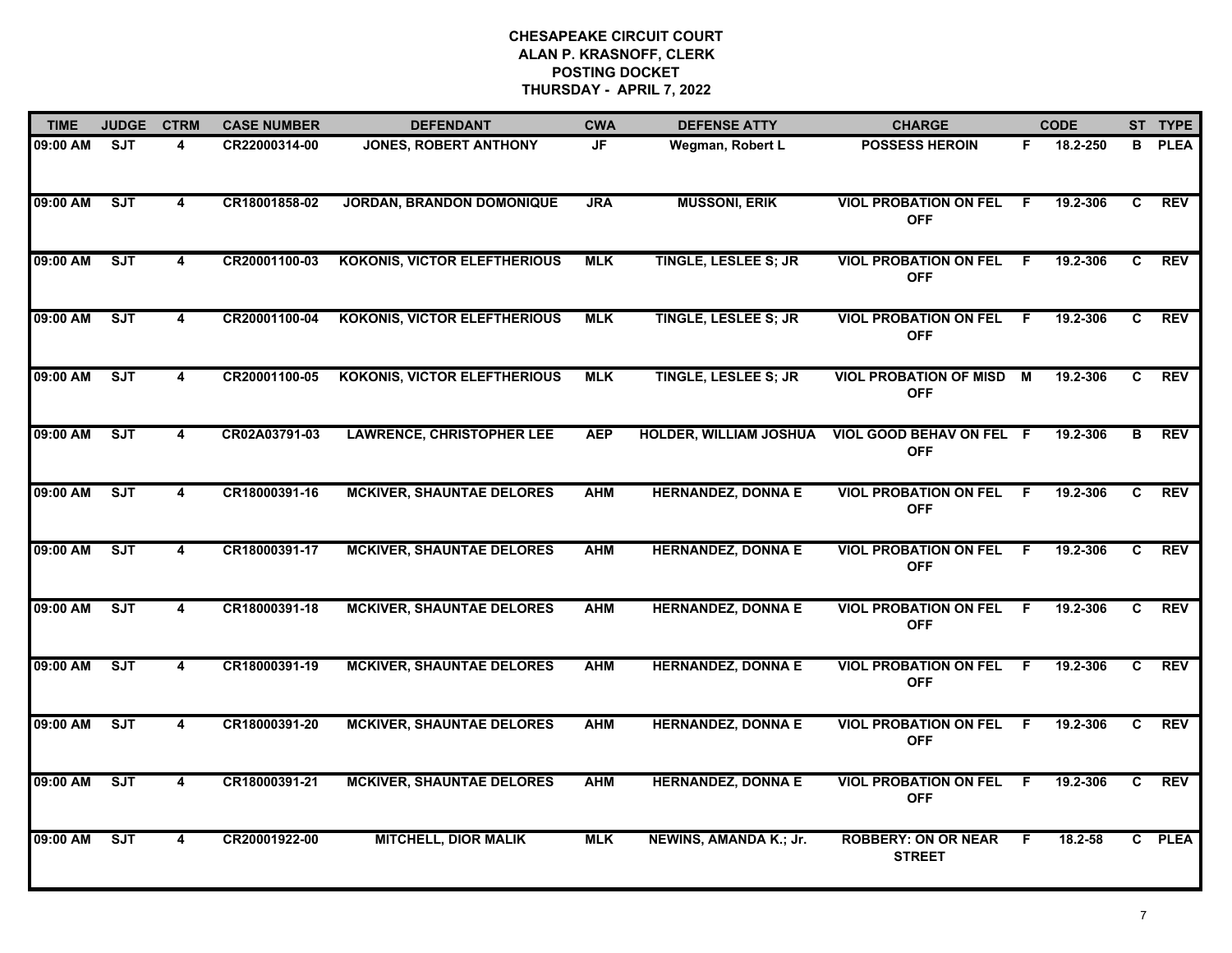# CHESAPEAKE CIRCUIT COURT
## ALAN P. KRASNOFF, CLERK
## POSTING DOCKET
## THURSDAY - APRIL 7, 2022

| TIME | JUDGE | CTRM | CASE NUMBER | DEFENDANT | CWA | DEFENSE ATTY | CHARGE | | CODE | ST | TYPE |
|---|---|---|---|---|---|---|---|---|---|---|---|
| 09:00 AM | SJT | 4 | CR22000314-00 | JONES, ROBERT ANTHONY | JF | Wegman, Robert L | POSSESS HEROIN | F | 18.2-250 | B | PLEA |
| 09:00 AM | SJT | 4 | CR18001858-02 | JORDAN, BRANDON DOMONIQUE | JRA | MUSSONI, ERIK | VIOL PROBATION ON FEL OFF | F | 19.2-306 | C | REV |
| 09:00 AM | SJT | 4 | CR20001100-03 | KOKONIS, VICTOR ELEFTHERIOUS | MLK | TINGLE, LESLEE S; JR | VIOL PROBATION ON FEL OFF | F | 19.2-306 | C | REV |
| 09:00 AM | SJT | 4 | CR20001100-04 | KOKONIS, VICTOR ELEFTHERIOUS | MLK | TINGLE, LESLEE S; JR | VIOL PROBATION ON FEL OFF | F | 19.2-306 | C | REV |
| 09:00 AM | SJT | 4 | CR20001100-05 | KOKONIS, VICTOR ELEFTHERIOUS | MLK | TINGLE, LESLEE S; JR | VIOL PROBATION OF MISD OFF | M | 19.2-306 | C | REV |
| 09:00 AM | SJT | 4 | CR02A03791-03 | LAWRENCE, CHRISTOPHER LEE | AEP | HOLDER, WILLIAM JOSHUA | VIOL GOOD BEHAV ON FEL OFF | F | 19.2-306 | B | REV |
| 09:00 AM | SJT | 4 | CR18000391-16 | MCKIVER, SHAUNTAE DELORES | AHM | HERNANDEZ, DONNA E | VIOL PROBATION ON FEL OFF | F | 19.2-306 | C | REV |
| 09:00 AM | SJT | 4 | CR18000391-17 | MCKIVER, SHAUNTAE DELORES | AHM | HERNANDEZ, DONNA E | VIOL PROBATION ON FEL OFF | F | 19.2-306 | C | REV |
| 09:00 AM | SJT | 4 | CR18000391-18 | MCKIVER, SHAUNTAE DELORES | AHM | HERNANDEZ, DONNA E | VIOL PROBATION ON FEL OFF | F | 19.2-306 | C | REV |
| 09:00 AM | SJT | 4 | CR18000391-19 | MCKIVER, SHAUNTAE DELORES | AHM | HERNANDEZ, DONNA E | VIOL PROBATION ON FEL OFF | F | 19.2-306 | C | REV |
| 09:00 AM | SJT | 4 | CR18000391-20 | MCKIVER, SHAUNTAE DELORES | AHM | HERNANDEZ, DONNA E | VIOL PROBATION ON FEL OFF | F | 19.2-306 | C | REV |
| 09:00 AM | SJT | 4 | CR18000391-21 | MCKIVER, SHAUNTAE DELORES | AHM | HERNANDEZ, DONNA E | VIOL PROBATION ON FEL OFF | F | 19.2-306 | C | REV |
| 09:00 AM | SJT | 4 | CR20001922-00 | MITCHELL, DIOR MALIK | MLK | NEWINS, AMANDA K.; Jr. | ROBBERY: ON OR NEAR STREET | F | 18.2-58 | C | PLEA |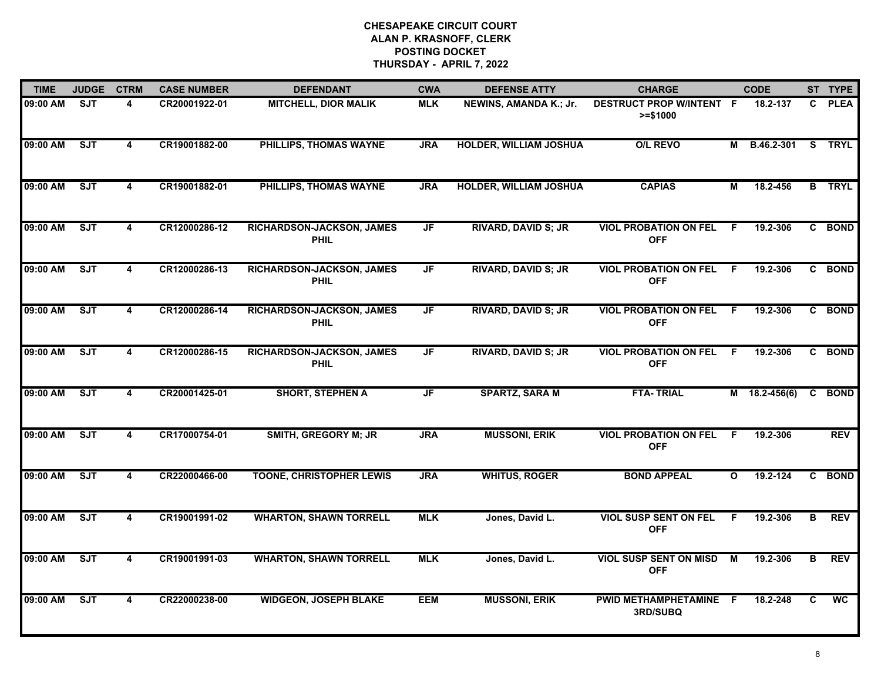**CHESAPEAKE CIRCUIT COURT**
**ALAN P. KRASNOFF, CLERK**
**POSTING DOCKET**
**THURSDAY - APRIL 7, 2022**

| TIME | JUDGE | CTRM | CASE NUMBER | DEFENDANT | CWA | DEFENSE ATTY | CHARGE | | CODE | ST | TYPE |
|---|---|---|---|---|---|---|---|---|---|---|---|
| 09:00 AM | SJT | 4 | CR20001922-01 | MITCHELL, DIOR MALIK | MLK | NEWINS, AMANDA K.; Jr. | DESTRUCT PROP W/INTENT >=$1000 | F | 18.2-137 | C | PLEA |
| 09:00 AM | SJT | 4 | CR19001882-00 | PHILLIPS, THOMAS WAYNE | JRA | HOLDER, WILLIAM JOSHUA | O/L REVO | M | B.46.2-301 | S | TRYL |
| 09:00 AM | SJT | 4 | CR19001882-01 | PHILLIPS, THOMAS WAYNE | JRA | HOLDER, WILLIAM JOSHUA | CAPIAS | M | 18.2-456 | B | TRYL |
| 09:00 AM | SJT | 4 | CR12000286-12 | RICHARDSON-JACKSON, JAMES PHIL | JF | RIVARD, DAVID S; JR | VIOL PROBATION ON FEL OFF | F | 19.2-306 | C | BOND |
| 09:00 AM | SJT | 4 | CR12000286-13 | RICHARDSON-JACKSON, JAMES PHIL | JF | RIVARD, DAVID S; JR | VIOL PROBATION ON FEL OFF | F | 19.2-306 | C | BOND |
| 09:00 AM | SJT | 4 | CR12000286-14 | RICHARDSON-JACKSON, JAMES PHIL | JF | RIVARD, DAVID S; JR | VIOL PROBATION ON FEL OFF | F | 19.2-306 | C | BOND |
| 09:00 AM | SJT | 4 | CR12000286-15 | RICHARDSON-JACKSON, JAMES PHIL | JF | RIVARD, DAVID S; JR | VIOL PROBATION ON FEL OFF | F | 19.2-306 | C | BOND |
| 09:00 AM | SJT | 4 | CR20001425-01 | SHORT, STEPHEN A | JF | SPARTZ, SARA M | FTA- TRIAL | M | 18.2-456(6) | C | BOND |
| 09:00 AM | SJT | 4 | CR17000754-01 | SMITH, GREGORY M; JR | JRA | MUSSONI, ERIK | VIOL PROBATION ON FEL OFF | F | 19.2-306 | | REV |
| 09:00 AM | SJT | 4 | CR22000466-00 | TOONE, CHRISTOPHER LEWIS | JRA | WHITUS, ROGER | BOND APPEAL | O | 19.2-124 | C | BOND |
| 09:00 AM | SJT | 4 | CR19001991-02 | WHARTON, SHAWN TORRELL | MLK | Jones, David L. | VIOL SUSP SENT ON FEL OFF | F | 19.2-306 | B | REV |
| 09:00 AM | SJT | 4 | CR19001991-03 | WHARTON, SHAWN TORRELL | MLK | Jones, David L. | VIOL SUSP SENT ON MISD OFF | M | 19.2-306 | B | REV |
| 09:00 AM | SJT | 4 | CR22000238-00 | WIDGEON, JOSEPH BLAKE | EEM | MUSSONI, ERIK | PWID METHAMPHETAMINE 3RD/SUBQ | F | 18.2-248 | C | WC |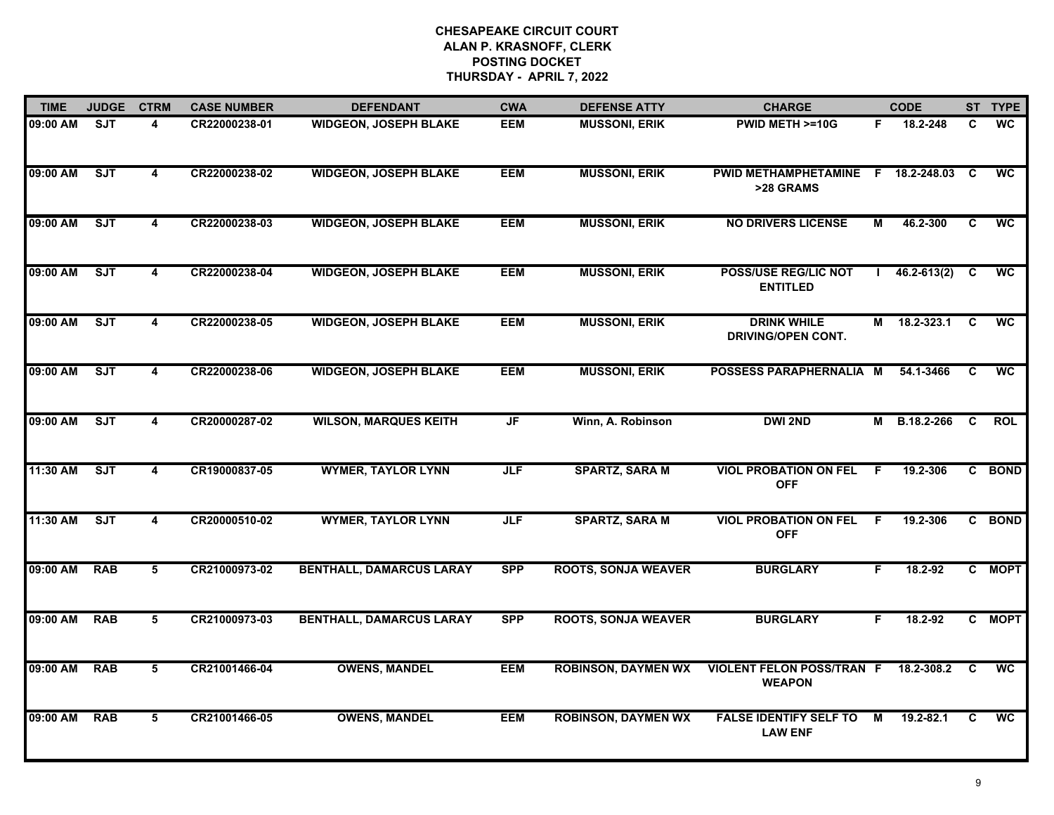**CHESAPEAKE CIRCUIT COURT**
**ALAN P. KRASNOFF, CLERK**
**POSTING DOCKET**
**THURSDAY - APRIL 7, 2022**

| TIME | JUDGE | CTRM | CASE NUMBER | DEFENDANT | CWA | DEFENSE ATTY | CHARGE | | CODE | ST | TYPE |
|---|---|---|---|---|---|---|---|---|---|---|---|
| 09:00 AM | SJT | 4 | CR22000238-01 | WIDGEON, JOSEPH BLAKE | EEM | MUSSONI, ERIK | PWID METH >=10G | F | 18.2-248 | C | WC |
| 09:00 AM | SJT | 4 | CR22000238-02 | WIDGEON, JOSEPH BLAKE | EEM | MUSSONI, ERIK | PWID METHAMPHETAMINE >28 GRAMS | F | 18.2-248.03 | C | WC |
| 09:00 AM | SJT | 4 | CR22000238-03 | WIDGEON, JOSEPH BLAKE | EEM | MUSSONI, ERIK | NO DRIVERS LICENSE | M | 46.2-300 | C | WC |
| 09:00 AM | SJT | 4 | CR22000238-04 | WIDGEON, JOSEPH BLAKE | EEM | MUSSONI, ERIK | POSS/USE REG/LIC NOT ENTITLED | I | 46.2-613(2) | C | WC |
| 09:00 AM | SJT | 4 | CR22000238-05 | WIDGEON, JOSEPH BLAKE | EEM | MUSSONI, ERIK | DRINK WHILE DRIVING/OPEN CONT. | M | 18.2-323.1 | C | WC |
| 09:00 AM | SJT | 4 | CR22000238-06 | WIDGEON, JOSEPH BLAKE | EEM | MUSSONI, ERIK | POSSESS PARAPHERNALIA | M | 54.1-3466 | C | WC |
| 09:00 AM | SJT | 4 | CR20000287-02 | WILSON, MARQUES KEITH | JF | Winn, A. Robinson | DWI 2ND | M | B.18.2-266 | C | ROL |
| 11:30 AM | SJT | 4 | CR19000837-05 | WYMER, TAYLOR LYNN | JLF | SPARTZ, SARA M | VIOL PROBATION ON FEL OFF | F | 19.2-306 | C | BOND |
| 11:30 AM | SJT | 4 | CR20000510-02 | WYMER, TAYLOR LYNN | JLF | SPARTZ, SARA M | VIOL PROBATION ON FEL OFF | F | 19.2-306 | C | BOND |
| 09:00 AM | RAB | 5 | CR21000973-02 | BENTHALL, DAMARCUS LARAY | SPP | ROOTS, SONJA WEAVER | BURGLARY | F | 18.2-92 | C | MOPT |
| 09:00 AM | RAB | 5 | CR21000973-03 | BENTHALL, DAMARCUS LARAY | SPP | ROOTS, SONJA WEAVER | BURGLARY | F | 18.2-92 | C | MOPT |
| 09:00 AM | RAB | 5 | CR21001466-04 | OWENS, MANDEL | EEM | ROBINSON, DAYMEN WX | VIOLENT FELON POSS/TRAN WEAPON | F | 18.2-308.2 | C | WC |
| 09:00 AM | RAB | 5 | CR21001466-05 | OWENS, MANDEL | EEM | ROBINSON, DAYMEN WX | FALSE IDENTIFY SELF TO LAW ENF | M | 19.2-82.1 | C | WC |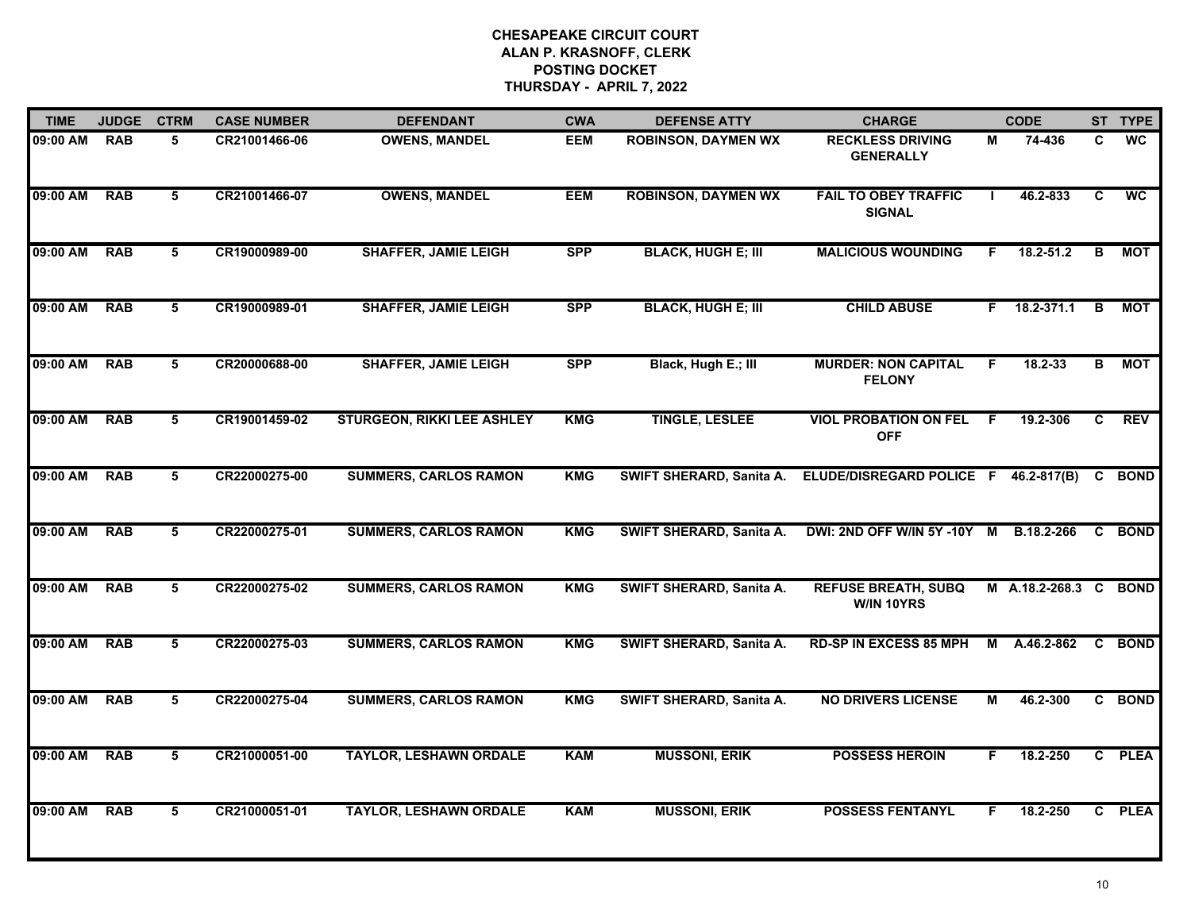**CHESAPEAKE CIRCUIT COURT**
**ALAN P. KRASNOFF, CLERK**
**POSTING DOCKET**
**THURSDAY - APRIL 7, 2022**

| TIME | JUDGE | CTRM | CASE NUMBER | DEFENDANT | CWA | DEFENSE ATTY | CHARGE | | CODE | ST | TYPE |
|---|---|---|---|---|---|---|---|---|---|---|---|
| 09:00 AM | RAB | 5 | CR21001466-06 | OWENS, MANDEL | EEM | ROBINSON, DAYMEN WX | RECKLESS DRIVING GENERALLY | M | 74-436 | C | WC |
| 09:00 AM | RAB | 5 | CR21001466-07 | OWENS, MANDEL | EEM | ROBINSON, DAYMEN WX | FAIL TO OBEY TRAFFIC SIGNAL | I | 46.2-833 | C | WC |
| 09:00 AM | RAB | 5 | CR19000989-00 | SHAFFER, JAMIE LEIGH | SPP | BLACK, HUGH E; III | MALICIOUS WOUNDING | F | 18.2-51.2 | B | MOT |
| 09:00 AM | RAB | 5 | CR19000989-01 | SHAFFER, JAMIE LEIGH | SPP | BLACK, HUGH E; III | CHILD ABUSE | F | 18.2-371.1 | B | MOT |
| 09:00 AM | RAB | 5 | CR20000688-00 | SHAFFER, JAMIE LEIGH | SPP | Black, Hugh E.; III | MURDER: NON CAPITAL FELONY | F | 18.2-33 | B | MOT |
| 09:00 AM | RAB | 5 | CR19001459-02 | STURGEON, RIKKI LEE ASHLEY | KMG | TINGLE, LESLEE | VIOL PROBATION ON FEL OFF | F | 19.2-306 | C | REV |
| 09:00 AM | RAB | 5 | CR22000275-00 | SUMMERS, CARLOS RAMON | KMG | SWIFT SHERARD, Sanita A. | ELUDE/DISREGARD POLICE | F | 46.2-817(B) | C | BOND |
| 09:00 AM | RAB | 5 | CR22000275-01 | SUMMERS, CARLOS RAMON | KMG | SWIFT SHERARD, Sanita A. | DWI: 2ND OFF W/IN 5Y -10Y | M | B.18.2-266 | C | BOND |
| 09:00 AM | RAB | 5 | CR22000275-02 | SUMMERS, CARLOS RAMON | KMG | SWIFT SHERARD, Sanita A. | REFUSE BREATH, SUBQ W/IN 10YRS | M | A.18.2-268.3 | C | BOND |
| 09:00 AM | RAB | 5 | CR22000275-03 | SUMMERS, CARLOS RAMON | KMG | SWIFT SHERARD, Sanita A. | RD-SP IN EXCESS 85 MPH | M | A.46.2-862 | C | BOND |
| 09:00 AM | RAB | 5 | CR22000275-04 | SUMMERS, CARLOS RAMON | KMG | SWIFT SHERARD, Sanita A. | NO DRIVERS LICENSE | M | 46.2-300 | C | BOND |
| 09:00 AM | RAB | 5 | CR21000051-00 | TAYLOR, LESHAWN ORDALE | KAM | MUSSONI, ERIK | POSSESS HEROIN | F | 18.2-250 | C | PLEA |
| 09:00 AM | RAB | 5 | CR21000051-01 | TAYLOR, LESHAWN ORDALE | KAM | MUSSONI, ERIK | POSSESS FENTANYL | F | 18.2-250 | C | PLEA |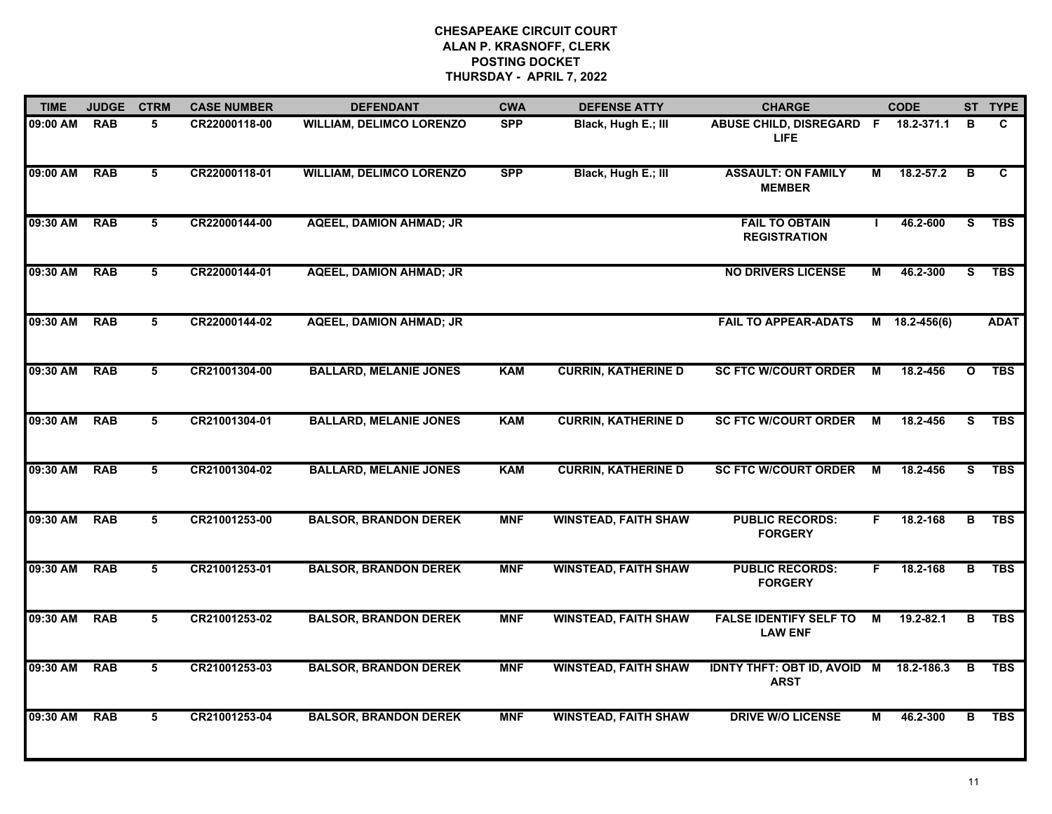# CHESAPEAKE CIRCUIT COURT
## ALAN P. KRASNOFF, CLERK
## POSTING DOCKET
## THURSDAY - APRIL 7, 2022

| TIME | JUDGE | CTRM | CASE NUMBER | DEFENDANT | CWA | DEFENSE ATTY | CHARGE | | CODE | ST | TYPE |
|---|---|---|---|---|---|---|---|---|---|---|---|
| 09:00 AM | RAB | 5 | CR22000118-00 | WILLIAM, DELIMCO LORENZO | SPP | Black, Hugh E.; III | ABUSE CHILD, DISREGARD LIFE | F | 18.2-371.1 | B | C |
| 09:00 AM | RAB | 5 | CR22000118-01 | WILLIAM, DELIMCO LORENZO | SPP | Black, Hugh E.; III | ASSAULT: ON FAMILY MEMBER | M | 18.2-57.2 | B | C |
| 09:30 AM | RAB | 5 | CR22000144-00 | AQEEL, DAMION AHMAD; JR | | | FAIL TO OBTAIN REGISTRATION | I | 46.2-600 | S | TBS |
| 09:30 AM | RAB | 5 | CR22000144-01 | AQEEL, DAMION AHMAD; JR | | | NO DRIVERS LICENSE | M | 46.2-300 | S | TBS |
| 09:30 AM | RAB | 5 | CR22000144-02 | AQEEL, DAMION AHMAD; JR | | | FAIL TO APPEAR-ADATS | M | 18.2-456(6) | | ADAT |
| 09:30 AM | RAB | 5 | CR21001304-00 | BALLARD, MELANIE JONES | KAM | CURRIN, KATHERINE D | SC FTC W/COURT ORDER | M | 18.2-456 | O | TBS |
| 09:30 AM | RAB | 5 | CR21001304-01 | BALLARD, MELANIE JONES | KAM | CURRIN, KATHERINE D | SC FTC W/COURT ORDER | M | 18.2-456 | S | TBS |
| 09:30 AM | RAB | 5 | CR21001304-02 | BALLARD, MELANIE JONES | KAM | CURRIN, KATHERINE D | SC FTC W/COURT ORDER | M | 18.2-456 | S | TBS |
| 09:30 AM | RAB | 5 | CR21001253-00 | BALSOR, BRANDON DEREK | MNF | WINSTEAD, FAITH SHAW | PUBLIC RECORDS: FORGERY | F | 18.2-168 | B | TBS |
| 09:30 AM | RAB | 5 | CR21001253-01 | BALSOR, BRANDON DEREK | MNF | WINSTEAD, FAITH SHAW | PUBLIC RECORDS: FORGERY | F | 18.2-168 | B | TBS |
| 09:30 AM | RAB | 5 | CR21001253-02 | BALSOR, BRANDON DEREK | MNF | WINSTEAD, FAITH SHAW | FALSE IDENTIFY SELF TO LAW ENF | M | 19.2-82.1 | B | TBS |
| 09:30 AM | RAB | 5 | CR21001253-03 | BALSOR, BRANDON DEREK | MNF | WINSTEAD, FAITH SHAW | IDNTY THFT: OBT ID, AVOID ARST | M | 18.2-186.3 | B | TBS |
| 09:30 AM | RAB | 5 | CR21001253-04 | BALSOR, BRANDON DEREK | MNF | WINSTEAD, FAITH SHAW | DRIVE W/O LICENSE | M | 46.2-300 | B | TBS |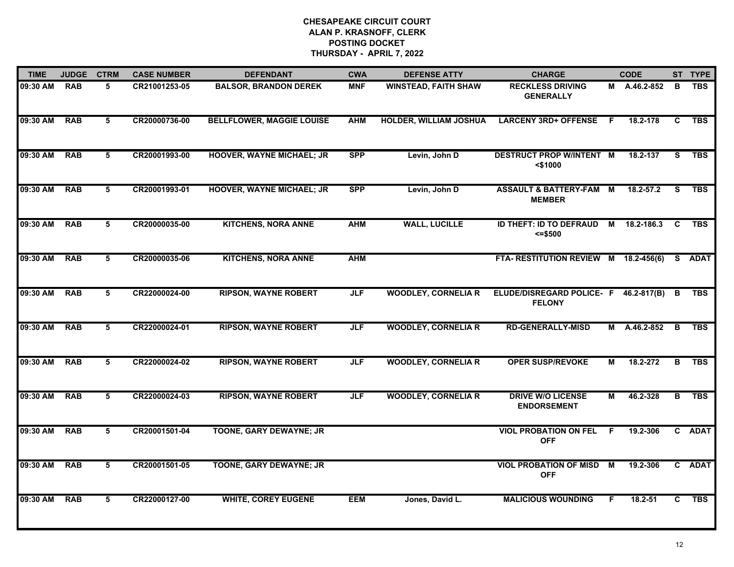# CHESAPEAKE CIRCUIT COURT
## ALAN P. KRASNOFF, CLERK
## POSTING DOCKET
## THURSDAY - APRIL 7, 2022

| TIME | JUDGE | CTRM | CASE NUMBER | DEFENDANT | CWA | DEFENSE ATTY | CHARGE | | CODE | ST | TYPE |
|---|---|---|---|---|---|---|---|---|---|---|---|
| 09:30 AM | RAB | 5 | CR21001253-05 | BALSOR, BRANDON DEREK | MNF | WINSTEAD, FAITH SHAW | RECKLESS DRIVING GENERALLY | M | A.46.2-852 | B | TBS |
| 09:30 AM | RAB | 5 | CR20000736-00 | BELLFLOWER, MAGGIE LOUISE | AHM | HOLDER, WILLIAM JOSHUA | LARCENY 3RD+ OFFENSE | F | 18.2-178 | C | TBS |
| 09:30 AM | RAB | 5 | CR20001993-00 | HOOVER, WAYNE MICHAEL; JR | SPP | Levin, John D | DESTRUCT PROP W/INTENT <$1000 | M | 18.2-137 | S | TBS |
| 09:30 AM | RAB | 5 | CR20001993-01 | HOOVER, WAYNE MICHAEL; JR | SPP | Levin, John D | ASSAULT & BATTERY-FAM MEMBER | M | 18.2-57.2 | S | TBS |
| 09:30 AM | RAB | 5 | CR20000035-00 | KITCHENS, NORA ANNE | AHM | WALL, LUCILLE | ID THEFT: ID TO DEFRAUD <=$500 | M | 18.2-186.3 | C | TBS |
| 09:30 AM | RAB | 5 | CR20000035-06 | KITCHENS, NORA ANNE | AHM | | FTA- RESTITUTION REVIEW | M | 18.2-456(6) | S | ADAT |
| 09:30 AM | RAB | 5 | CR22000024-00 | RIPSON, WAYNE ROBERT | JLF | WOODLEY, CORNELIA R | ELUDE/DISREGARD POLICE- FELONY | F | 46.2-817(B) | B | TBS |
| 09:30 AM | RAB | 5 | CR22000024-01 | RIPSON, WAYNE ROBERT | JLF | WOODLEY, CORNELIA R | RD-GENERALLY-MISD | M | A.46.2-852 | B | TBS |
| 09:30 AM | RAB | 5 | CR22000024-02 | RIPSON, WAYNE ROBERT | JLF | WOODLEY, CORNELIA R | OPER SUSP/REVOKE | M | 18.2-272 | B | TBS |
| 09:30 AM | RAB | 5 | CR22000024-03 | RIPSON, WAYNE ROBERT | JLF | WOODLEY, CORNELIA R | DRIVE W/O LICENSE ENDORSEMENT | M | 46.2-328 | B | TBS |
| 09:30 AM | RAB | 5 | CR20001501-04 | TOONE, GARY DEWAYNE; JR | | | VIOL PROBATION ON FEL OFF | F | 19.2-306 | C | ADAT |
| 09:30 AM | RAB | 5 | CR20001501-05 | TOONE, GARY DEWAYNE; JR | | | VIOL PROBATION OF MISD OFF | M | 19.2-306 | C | ADAT |
| 09:30 AM | RAB | 5 | CR22000127-00 | WHITE, COREY EUGENE | EEM | Jones, David L. | MALICIOUS WOUNDING | F | 18.2-51 | C | TBS |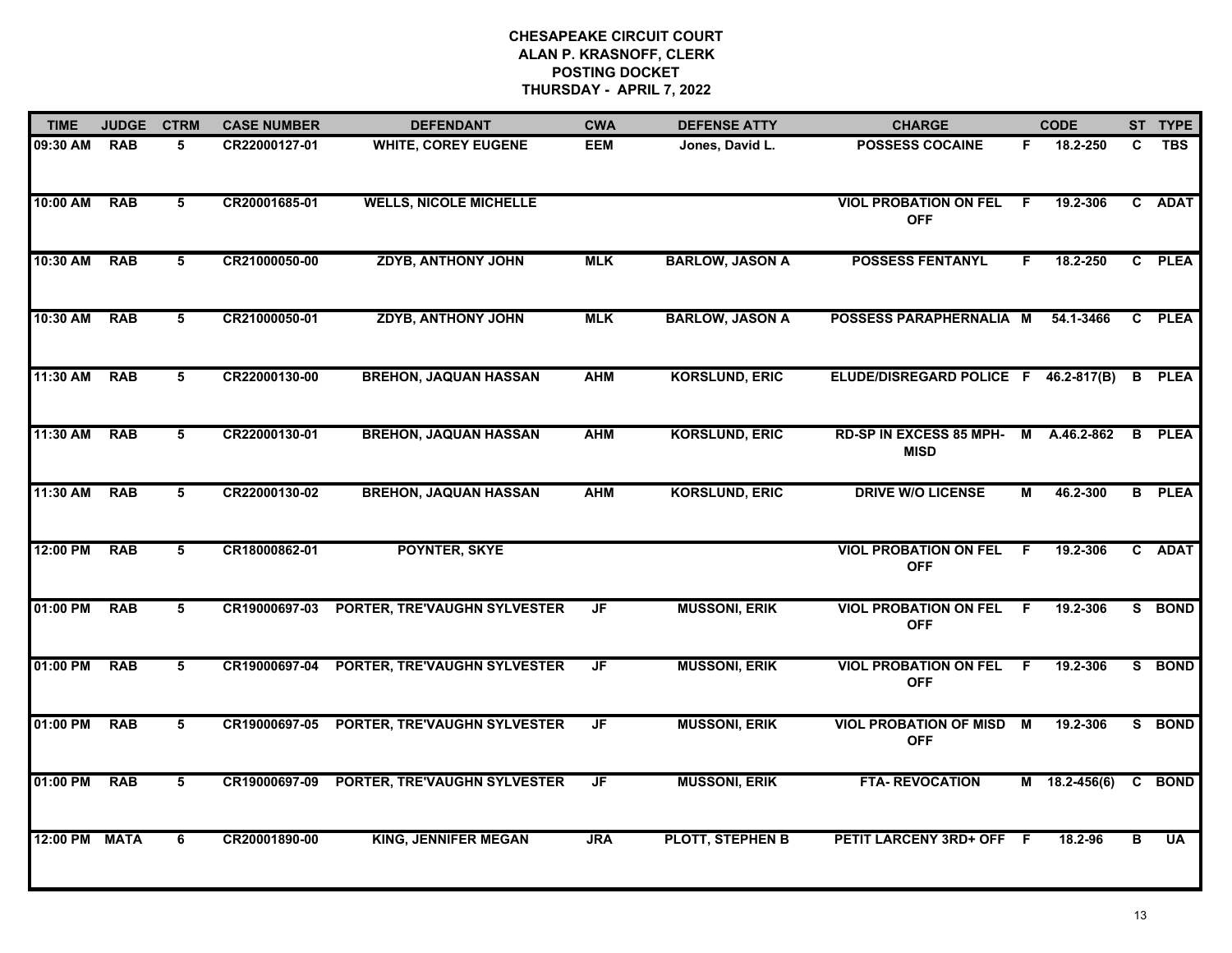# CHESAPEAKE CIRCUIT COURT
## ALAN P. KRASNOFF, CLERK
## POSTING DOCKET
## THURSDAY - APRIL 7, 2022

| TIME | JUDGE | CTRM | CASE NUMBER | DEFENDANT | CWA | DEFENSE ATTY | CHARGE | | CODE | ST | TYPE |
|---|---|---|---|---|---|---|---|---|---|---|---|
| 09:30 AM | RAB | 5 | CR22000127-01 | WHITE, COREY EUGENE | EEM | Jones, David L. | POSSESS COCAINE | F | 18.2-250 | C | TBS |
| 10:00 AM | RAB | 5 | CR20001685-01 | WELLS, NICOLE MICHELLE | | | VIOL PROBATION ON FEL OFF | F | 19.2-306 | C | ADAT |
| 10:30 AM | RAB | 5 | CR21000050-00 | ZDYB, ANTHONY JOHN | MLK | BARLOW, JASON A | POSSESS FENTANYL | F | 18.2-250 | C | PLEA |
| 10:30 AM | RAB | 5 | CR21000050-01 | ZDYB, ANTHONY JOHN | MLK | BARLOW, JASON A | POSSESS PARAPHERNALIA | M | 54.1-3466 | C | PLEA |
| 11:30 AM | RAB | 5 | CR22000130-00 | BREHON, JAQUAN HASSAN | AHM | KORSLUND, ERIC | ELUDE/DISREGARD POLICE | F | 46.2-817(B) | B | PLEA |
| 11:30 AM | RAB | 5 | CR22000130-01 | BREHON, JAQUAN HASSAN | AHM | KORSLUND, ERIC | RD-SP IN EXCESS 85 MPH-MISD | M | A.46.2-862 | B | PLEA |
| 11:30 AM | RAB | 5 | CR22000130-02 | BREHON, JAQUAN HASSAN | AHM | KORSLUND, ERIC | DRIVE W/O LICENSE | M | 46.2-300 | B | PLEA |
| 12:00 PM | RAB | 5 | CR18000862-01 | POYNTER, SKYE | | | VIOL PROBATION ON FEL OFF | F | 19.2-306 | C | ADAT |
| 01:00 PM | RAB | 5 | CR19000697-03 | PORTER, TRE'VAUGHN SYLVESTER | JF | MUSSONI, ERIK | VIOL PROBATION ON FEL OFF | F | 19.2-306 | S | BOND |
| 01:00 PM | RAB | 5 | CR19000697-04 | PORTER, TRE'VAUGHN SYLVESTER | JF | MUSSONI, ERIK | VIOL PROBATION ON FEL OFF | F | 19.2-306 | S | BOND |
| 01:00 PM | RAB | 5 | CR19000697-05 | PORTER, TRE'VAUGHN SYLVESTER | JF | MUSSONI, ERIK | VIOL PROBATION OF MISD OFF | M | 19.2-306 | S | BOND |
| 01:00 PM | RAB | 5 | CR19000697-09 | PORTER, TRE'VAUGHN SYLVESTER | JF | MUSSONI, ERIK | FTA- REVOCATION | M | 18.2-456(6) | C | BOND |
| 12:00 PM | MATA | 6 | CR20001890-00 | KING, JENNIFER MEGAN | JRA | PLOTT, STEPHEN B | PETIT LARCENY 3RD+ OFF | F | 18.2-96 | B | UA |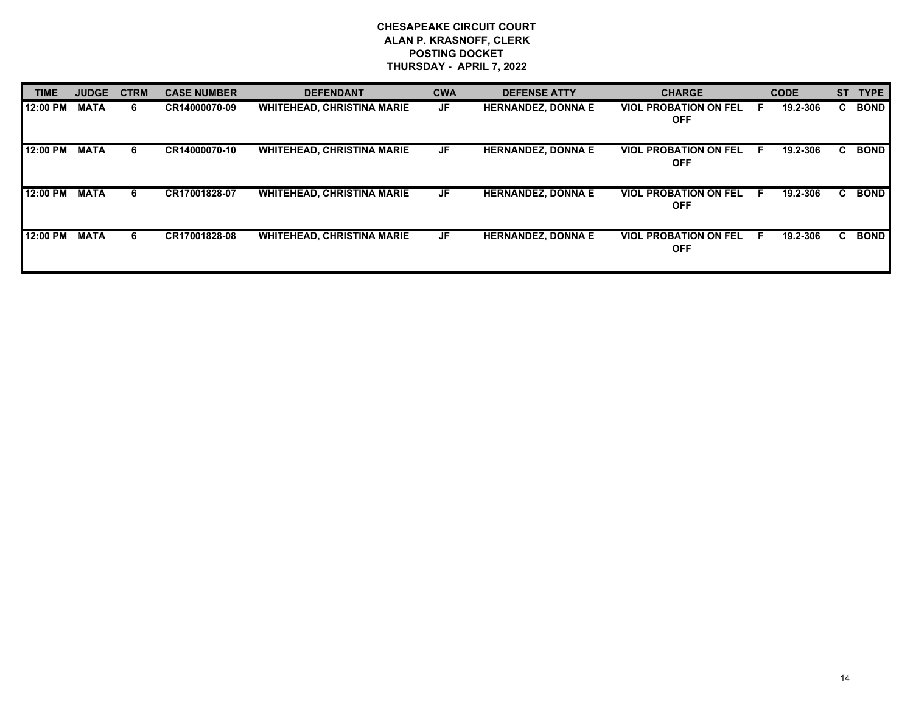**CHESAPEAKE CIRCUIT COURT**
**ALAN P. KRASNOFF, CLERK**
**POSTING DOCKET**
**THURSDAY - APRIL 7, 2022**

| TIME | JUDGE | CTRM | CASE NUMBER | DEFENDANT | CWA | DEFENSE ATTY | CHARGE | | CODE | ST | TYPE |
|---|---|---|---|---|---|---|---|---|---|---|---|
| 12:00 PM | MATA | 6 | CR14000070-09 | WHITEHEAD, CHRISTINA MARIE | JF | HERNANDEZ, DONNA E | VIOL PROBATION ON FEL OFF | F | 19.2-306 | C | BOND |
| 12:00 PM | MATA | 6 | CR14000070-10 | WHITEHEAD, CHRISTINA MARIE | JF | HERNANDEZ, DONNA E | VIOL PROBATION ON FEL OFF | F | 19.2-306 | C | BOND |
| 12:00 PM | MATA | 6 | CR17001828-07 | WHITEHEAD, CHRISTINA MARIE | JF | HERNANDEZ, DONNA E | VIOL PROBATION ON FEL OFF | F | 19.2-306 | C | BOND |
| 12:00 PM | MATA | 6 | CR17001828-08 | WHITEHEAD, CHRISTINA MARIE | JF | HERNANDEZ, DONNA E | VIOL PROBATION ON FEL OFF | F | 19.2-306 | C | BOND |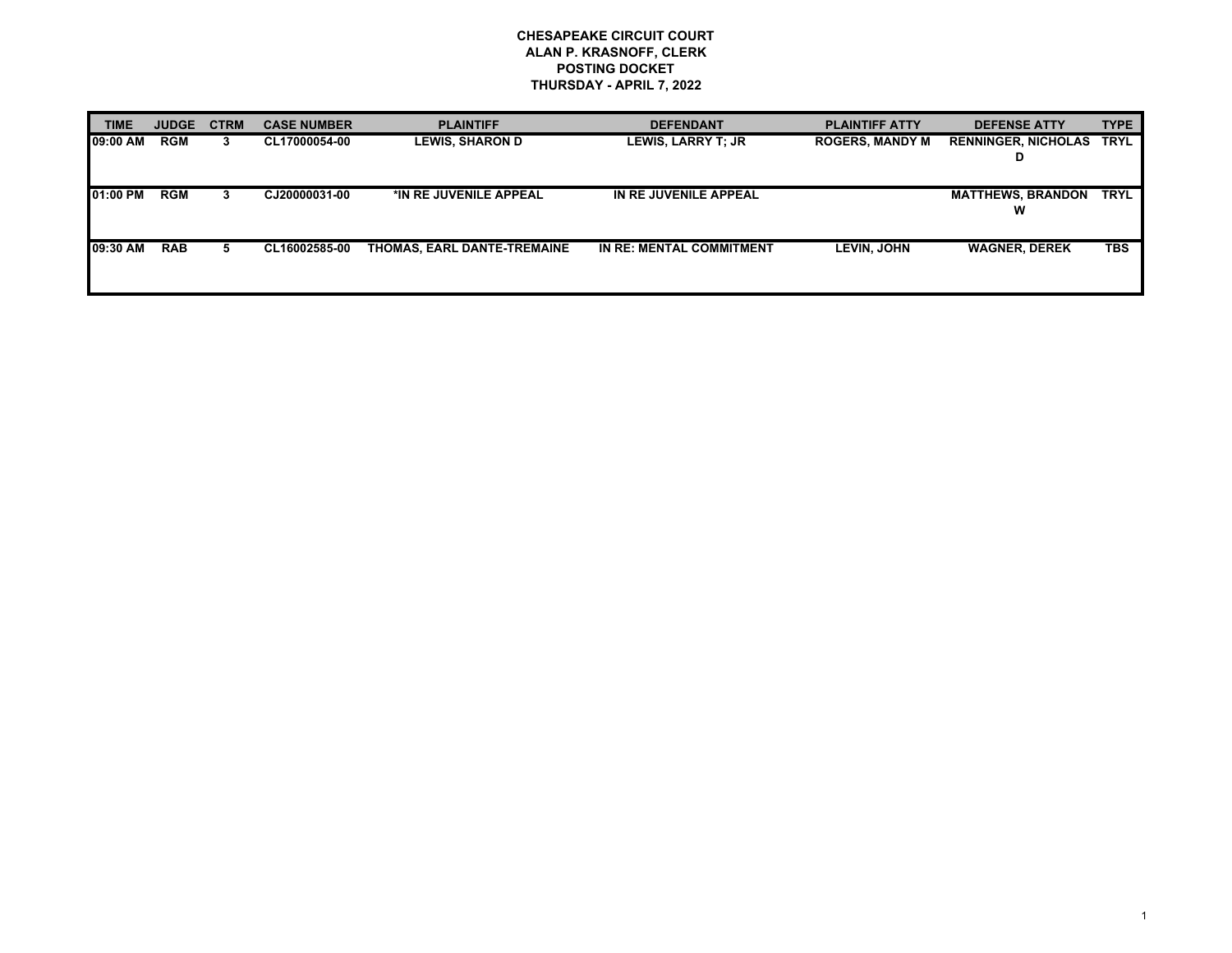**CHESAPEAKE CIRCUIT COURT**
**ALAN P. KRASNOFF, CLERK**
**POSTING DOCKET**
**THURSDAY - APRIL 7, 2022**

| TIME | JUDGE | CTRM | CASE NUMBER | PLAINTIFF | DEFENDANT | PLAINTIFF ATTY | DEFENSE ATTY | TYPE |
|---|---|---|---|---|---|---|---|---|
| 09:00 AM | RGM | 3 | CL17000054-00 | LEWIS, SHARON D | LEWIS, LARRY T; JR | ROGERS, MANDY M | RENNINGER, NICHOLAS D | TRYL |
| 01:00 PM | RGM | 3 | CJ20000031-00 | *IN RE JUVENILE APPEAL | IN RE JUVENILE APPEAL | | MATTHEWS, BRANDON W | TRYL |
| 09:30 AM | RAB | 5 | CL16002585-00 | THOMAS, EARL DANTE-TREMAINE | IN RE: MENTAL COMMITMENT | LEVIN, JOHN | WAGNER, DEREK | TBS |